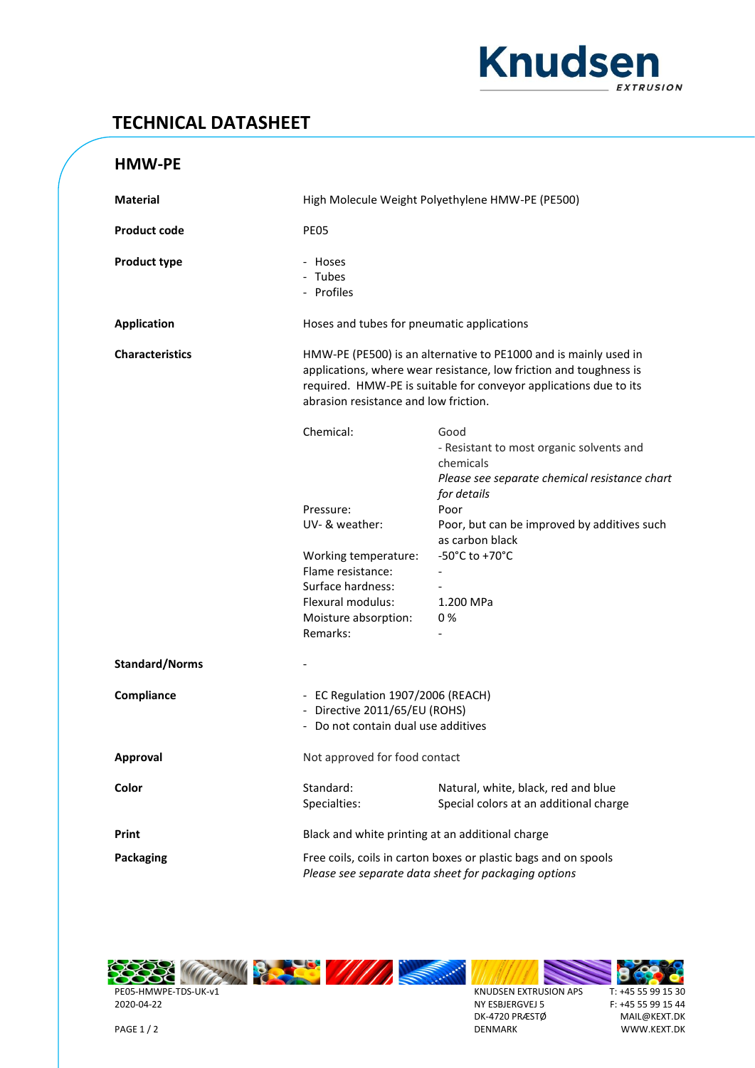Knudsen EXTRUSION

# TECHNICAL DATASHEET

## HMW-PE

**Material** High Molecule Weight Polyethylene HMW-PE (PE500)

**Product code** PE05

**Product type**
- Hoses
- Tubes
- Profiles

**Application** Hoses and tubes for pneumatic applications

**Characteristics** HMW-PE (PE500) is an alternative to PE1000 and is mainly used in applications, where wear resistance, low friction and toughness is required. HMW-PE is suitable for conveyor applications due to its abrasion resistance and low friction.

| | |
|---|---|
| Chemical: | Good<br>- Resistant to most organic solvents and chemicals<br>*Please see separate chemical resistance chart for details* |
| Pressure: | Poor |
| UV- & weather: | Poor, but can be improved by additives such as carbon black |
| Working temperature: | -50°C to +70°C |
| Flame resistance: | - |
| Surface hardness: | - |
| Flexural modulus: | 1.200 MPa |
| Moisture absorption: | 0 % |
| Remarks: | - |

**Standard/Norms** -

**Compliance**
- EC Regulation 1907/2006 (REACH)
- Directive 2011/65/EU (ROHS)
- Do not contain dual use additives

**Approval** Not approved for food contact

**Color**

| | |
|---|---|
| Standard: | Natural, white, black, red and blue |
| Specialties: | Special colors at an additional charge |

**Print** Black and white printing at an additional charge

**Packaging** Free coils, coils in carton boxes or plastic bags and on spools
*Please see separate data sheet for packaging options*

PE05-HMWPE-TDS-UK-v1
2020-04-22

KNUDSEN EXTRUSION APS
NY ESBJERGVEJ 5
DK-4720 PRÆSTØ
DENMARK

T: +45 55 99 15 30
F: +45 55 99 15 44
MAIL@KEXT.DK
WWW.KEXT.DK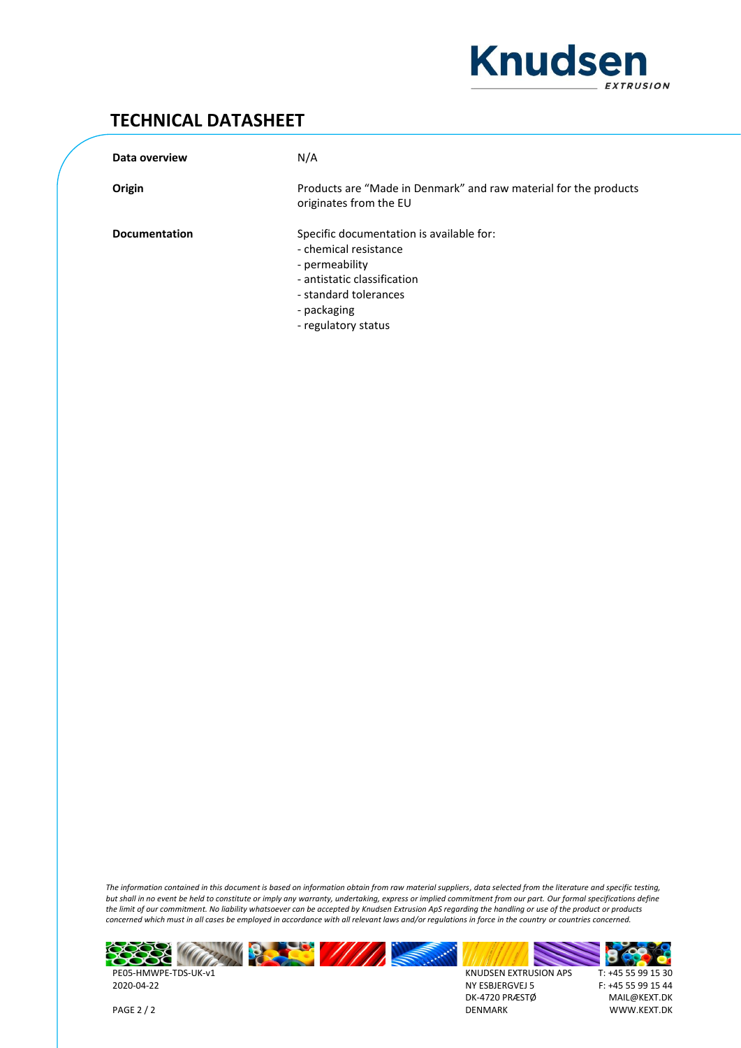## TECHNICAL DATASHEET

| | |
|---|---|
| **Data overview** | N/A |
| **Origin** | Products are "Made in Denmark" and raw material for the products originates from the EU |
| **Documentation** | Specific documentation is available for:<br>- chemical resistance<br>- permeability<br>- antistatic classification<br>- standard tolerances<br>- packaging<br>- regulatory status |

*The information contained in this document is based on information obtain from raw material suppliers, data selected from the literature and specific testing, but shall in no event be held to constitute or imply any warranty, undertaking, express or implied commitment from our part. Our formal specifications define the limit of our commitment. No liability whatsoever can be accepted by Knudsen Extrusion ApS regarding the handling or use of the product or products concerned which must in all cases be employed in accordance with all relevant laws and/or regulations in force in the country or countries concerned.*

PE05-HMWPE-TDS-UK-v1
2020-04-22

KNUDSEN EXTRUSION APS
NY ESBJERGVEJ 5
DK-4720 PRÆSTØ
DENMARK

T: +45 55 99 15 30
F: +45 55 99 15 44
MAIL@KEXT.DK
WWW.KEXT.DK